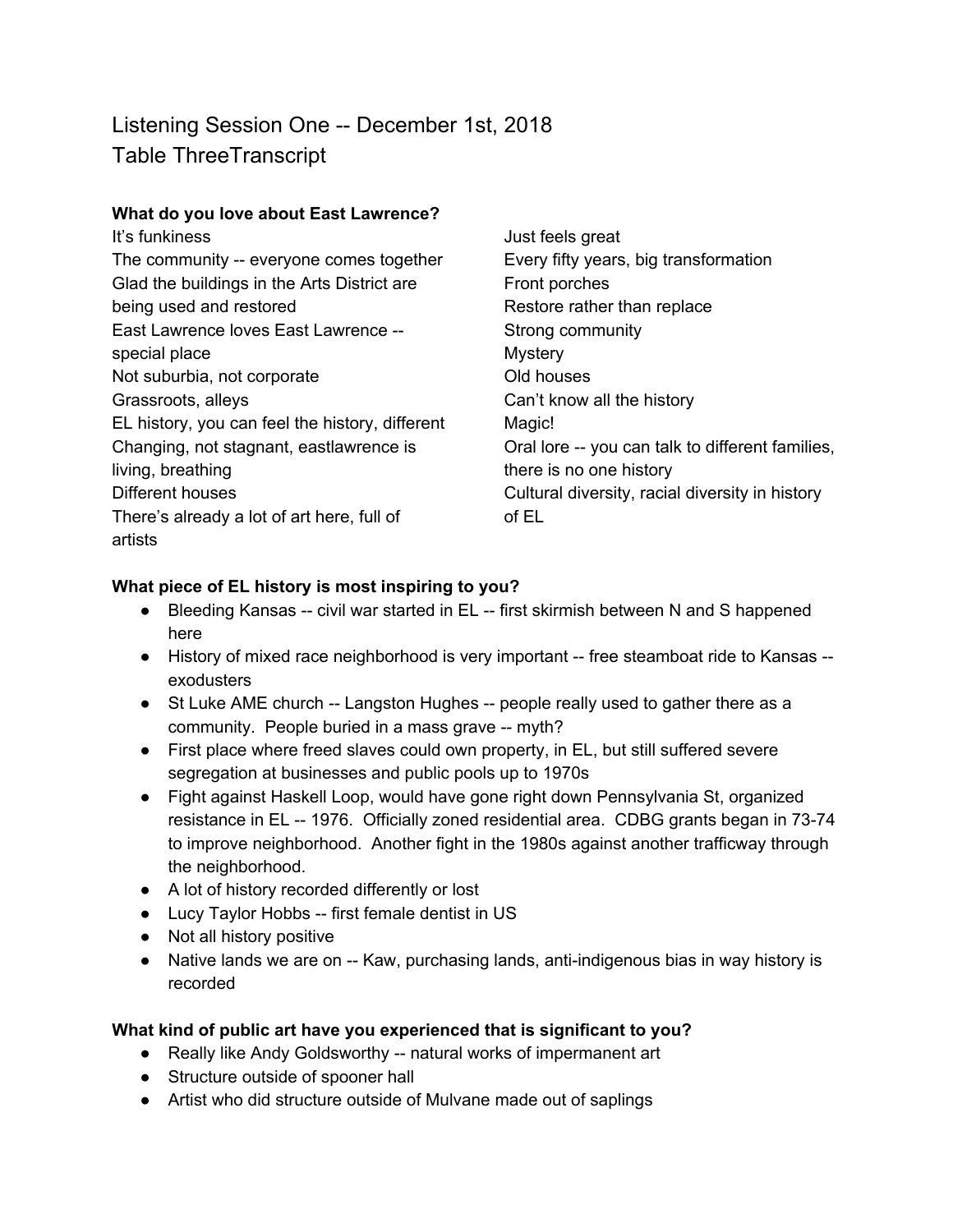# Listening Session One -- December 1st, 2018
# Table ThreeTranscript

**What do you love about East Lawrence?**

It's funkiness
The community -- everyone comes together
Glad the buildings in the Arts District are being used and restored
East Lawrence loves East Lawrence -- special place
Not suburbia, not corporate
Grassroots, alleys
EL history, you can feel the history, different
Changing, not stagnant, eastlawrence is living, breathing
Different houses
There's already a lot of art here, full of artists
Just feels great
Every fifty years, big transformation
Front porches
Restore rather than replace
Strong community
Mystery
Old houses
Can't know all the history
Magic!
Oral lore -- you can talk to different families, there is no one history
Cultural diversity, racial diversity in history of EL

**What piece of EL history is most inspiring to you?**

- Bleeding Kansas -- civil war started in EL -- first skirmish between N and S happened here
- History of mixed race neighborhood is very important -- free steamboat ride to Kansas -- exodusters
- St Luke AME church -- Langston Hughes -- people really used to gather there as a community. People buried in a mass grave -- myth?
- First place where freed slaves could own property, in EL, but still suffered severe segregation at businesses and public pools up to 1970s
- Fight against Haskell Loop, would have gone right down Pennsylvania St, organized resistance in EL -- 1976. Officially zoned residential area. CDBG grants began in 73-74 to improve neighborhood. Another fight in the 1980s against another trafficway through the neighborhood.
- A lot of history recorded differently or lost
- Lucy Taylor Hobbs -- first female dentist in US
- Not all history positive
- Native lands we are on -- Kaw, purchasing lands, anti-indigenous bias in way history is recorded

**What kind of public art have you experienced that is significant to you?**

- Really like Andy Goldsworthy -- natural works of impermanent art
- Structure outside of spooner hall
- Artist who did structure outside of Mulvane made out of saplings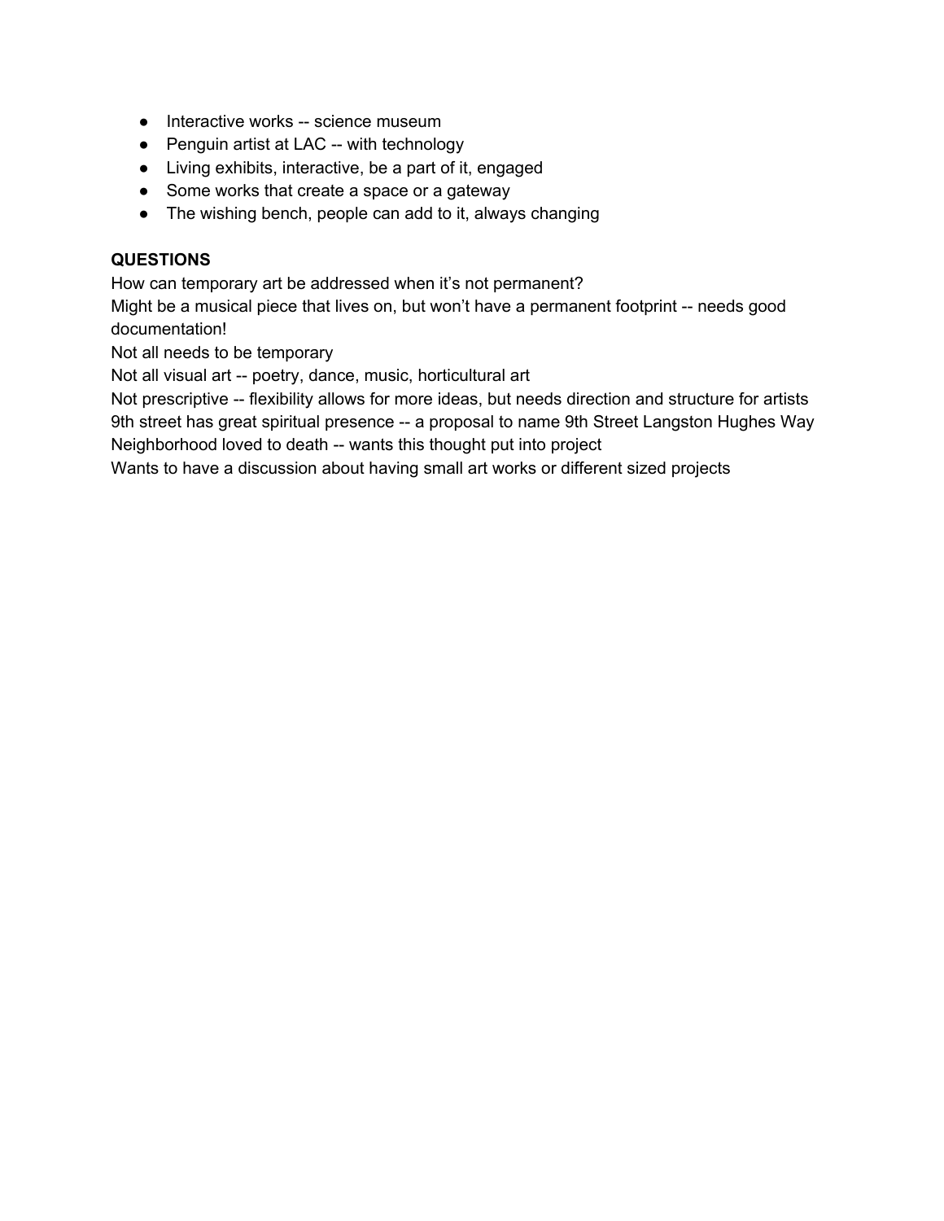- Interactive works -- science museum
- Penguin artist at LAC -- with technology
- Living exhibits, interactive, be a part of it, engaged
- Some works that create a space or a gateway
- The wishing bench, people can add to it, always changing

**QUESTIONS**

How can temporary art be addressed when it's not permanent?

Might be a musical piece that lives on, but won't have a permanent footprint -- needs good documentation!

Not all needs to be temporary

Not all visual art -- poetry, dance, music, horticultural art

Not prescriptive -- flexibility allows for more ideas, but needs direction and structure for artists

9th street has great spiritual presence -- a proposal to name 9th Street Langston Hughes Way

Neighborhood loved to death -- wants this thought put into project

Wants to have a discussion about having small art works or different sized projects